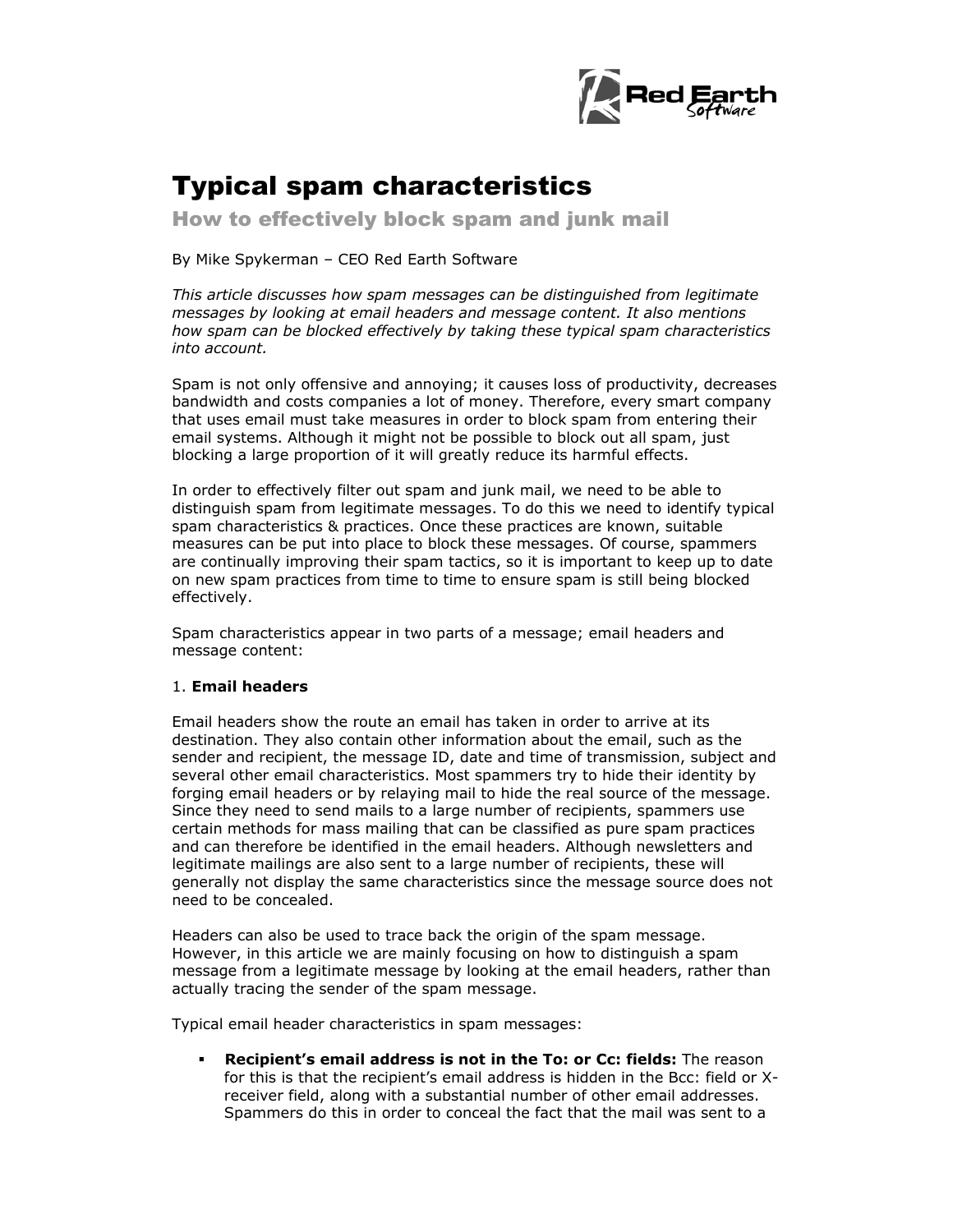# Typical spam characteristics

## How to effectively block spam and junk mail

By Mike Spykerman – CEO Red Earth Software

*This article discusses how spam messages can be distinguished from legitimate messages by looking at email headers and message content. It also mentions how spam can be blocked effectively by taking these typical spam characteristics into account.*

Spam is not only offensive and annoying; it causes loss of productivity, decreases bandwidth and costs companies a lot of money. Therefore, every smart company that uses email must take measures in order to block spam from entering their email systems. Although it might not be possible to block out all spam, just blocking a large proportion of it will greatly reduce its harmful effects.

In order to effectively filter out spam and junk mail, we need to be able to distinguish spam from legitimate messages. To do this we need to identify typical spam characteristics & practices. Once these practices are known, suitable measures can be put into place to block these messages. Of course, spammers are continually improving their spam tactics, so it is important to keep up to date on new spam practices from time to time to ensure spam is still being blocked effectively.

Spam characteristics appear in two parts of a message; email headers and message content:

1. **Email headers**

Email headers show the route an email has taken in order to arrive at its destination. They also contain other information about the email, such as the sender and recipient, the message ID, date and time of transmission, subject and several other email characteristics. Most spammers try to hide their identity by forging email headers or by relaying mail to hide the real source of the message. Since they need to send mails to a large number of recipients, spammers use certain methods for mass mailing that can be classified as pure spam practices and can therefore be identified in the email headers. Although newsletters and legitimate mailings are also sent to a large number of recipients, these will generally not display the same characteristics since the message source does not need to be concealed.

Headers can also be used to trace back the origin of the spam message. However, in this article we are mainly focusing on how to distinguish a spam message from a legitimate message by looking at the email headers, rather than actually tracing the sender of the spam message.

Typical email header characteristics in spam messages:

- **Recipient's email address is not in the To: or Cc: fields:** The reason for this is that the recipient's email address is hidden in the Bcc: field or X-receiver field, along with a substantial number of other email addresses. Spammers do this in order to conceal the fact that the mail was sent to a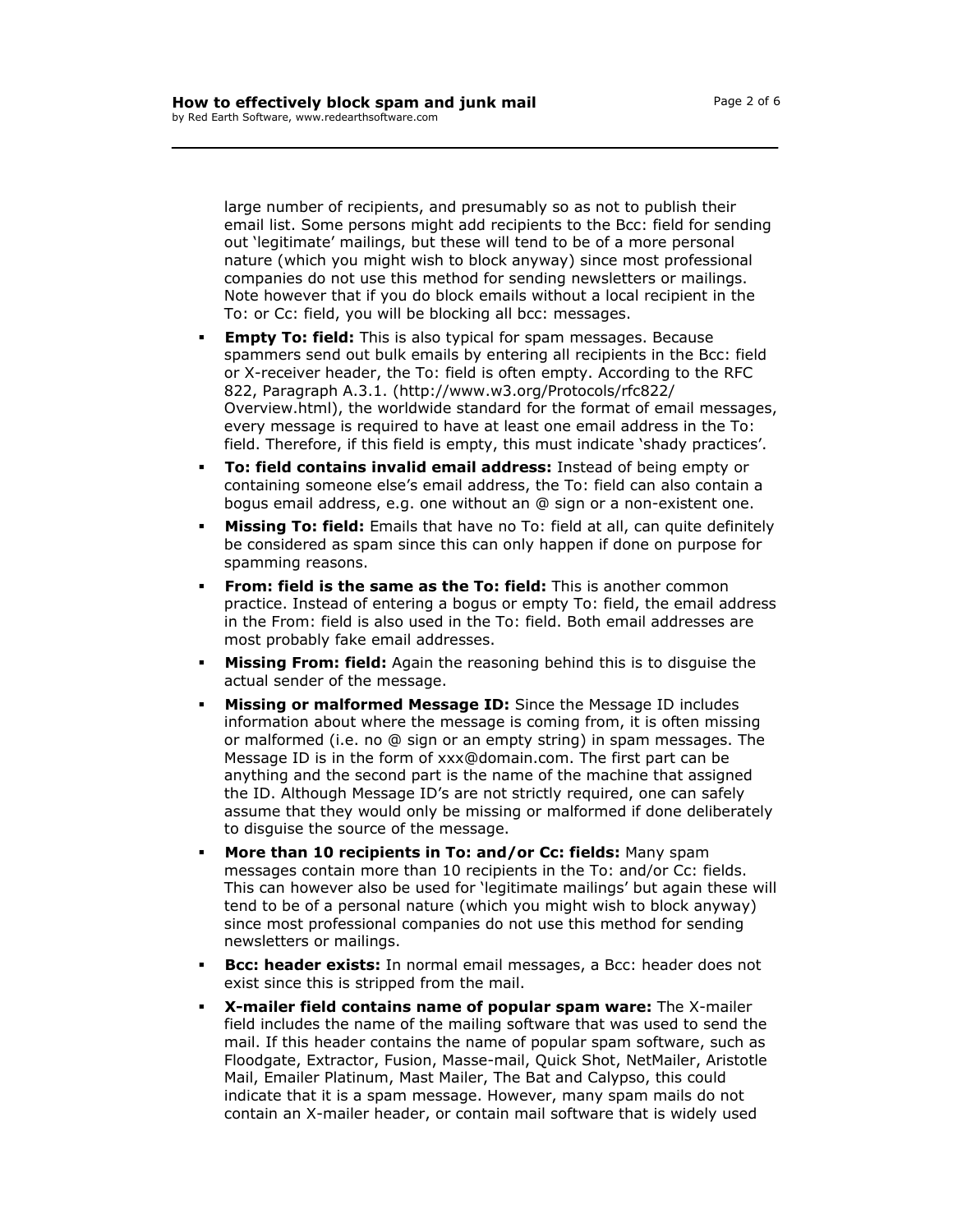large number of recipients, and presumably so as not to publish their email list. Some persons might add recipients to the Bcc: field for sending out 'legitimate' mailings, but these will tend to be of a more personal nature (which you might wish to block anyway) since most professional companies do not use this method for sending newsletters or mailings. Note however that if you do block emails without a local recipient in the To: or Cc: field, you will be blocking all bcc: messages.

- **Empty To: field:** This is also typical for spam messages. Because spammers send out bulk emails by entering all recipients in the Bcc: field or X-receiver header, the To: field is often empty. According to the RFC 822, Paragraph A.3.1. (http://www.w3.org/Protocols/rfc822/Overview.html), the worldwide standard for the format of email messages, every message is required to have at least one email address in the To: field. Therefore, if this field is empty, this must indicate 'shady practices'.
- **To: field contains invalid email address:** Instead of being empty or containing someone else's email address, the To: field can also contain a bogus email address, e.g. one without an @ sign or a non-existent one.
- **Missing To: field:** Emails that have no To: field at all, can quite definitely be considered as spam since this can only happen if done on purpose for spamming reasons.
- **From: field is the same as the To: field:** This is another common practice. Instead of entering a bogus or empty To: field, the email address in the From: field is also used in the To: field. Both email addresses are most probably fake email addresses.
- **Missing From: field:** Again the reasoning behind this is to disguise the actual sender of the message.
- **Missing or malformed Message ID:** Since the Message ID includes information about where the message is coming from, it is often missing or malformed (i.e. no @ sign or an empty string) in spam messages. The Message ID is in the form of xxx@domain.com. The first part can be anything and the second part is the name of the machine that assigned the ID. Although Message ID's are not strictly required, one can safely assume that they would only be missing or malformed if done deliberately to disguise the source of the message.
- **More than 10 recipients in To: and/or Cc: fields:** Many spam messages contain more than 10 recipients in the To: and/or Cc: fields. This can however also be used for 'legitimate mailings' but again these will tend to be of a personal nature (which you might wish to block anyway) since most professional companies do not use this method for sending newsletters or mailings.
- **Bcc: header exists:** In normal email messages, a Bcc: header does not exist since this is stripped from the mail.
- **X-mailer field contains name of popular spam ware:** The X-mailer field includes the name of the mailing software that was used to send the mail. If this header contains the name of popular spam software, such as Floodgate, Extractor, Fusion, Masse-mail, Quick Shot, NetMailer, Aristotle Mail, Emailer Platinum, Mast Mailer, The Bat and Calypso, this could indicate that it is a spam message. However, many spam mails do not contain an X-mailer header, or contain mail software that is widely used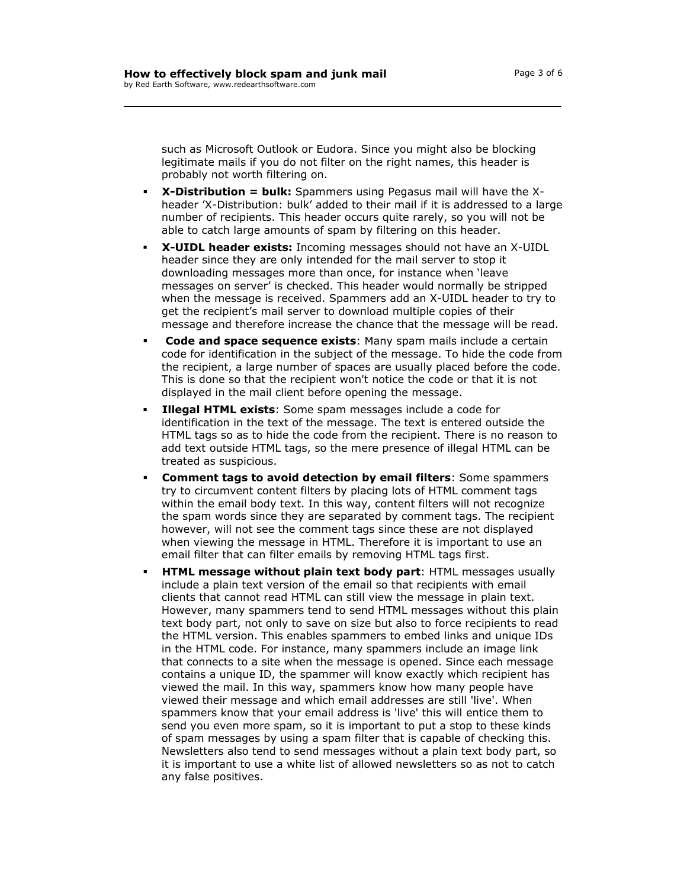such as Microsoft Outlook or Eudora. Since you might also be blocking legitimate mails if you do not filter on the right names, this header is probably not worth filtering on.

- **X-Distribution = bulk:** Spammers using Pegasus mail will have the X-header 'X-Distribution: bulk' added to their mail if it is addressed to a large number of recipients. This header occurs quite rarely, so you will not be able to catch large amounts of spam by filtering on this header.
- **X-UIDL header exists:** Incoming messages should not have an X-UIDL header since they are only intended for the mail server to stop it downloading messages more than once, for instance when 'leave messages on server' is checked. This header would normally be stripped when the message is received. Spammers add an X-UIDL header to try to get the recipient's mail server to download multiple copies of their message and therefore increase the chance that the message will be read.
- **Code and space sequence exists**: Many spam mails include a certain code for identification in the subject of the message. To hide the code from the recipient, a large number of spaces are usually placed before the code. This is done so that the recipient won't notice the code or that it is not displayed in the mail client before opening the message.
- **Illegal HTML exists**: Some spam messages include a code for identification in the text of the message. The text is entered outside the HTML tags so as to hide the code from the recipient. There is no reason to add text outside HTML tags, so the mere presence of illegal HTML can be treated as suspicious.
- **Comment tags to avoid detection by email filters**: Some spammers try to circumvent content filters by placing lots of HTML comment tags within the email body text. In this way, content filters will not recognize the spam words since they are separated by comment tags. The recipient however, will not see the comment tags since these are not displayed when viewing the message in HTML. Therefore it is important to use an email filter that can filter emails by removing HTML tags first.
- **HTML message without plain text body part**: HTML messages usually include a plain text version of the email so that recipients with email clients that cannot read HTML can still view the message in plain text. However, many spammers tend to send HTML messages without this plain text body part, not only to save on size but also to force recipients to read the HTML version. This enables spammers to embed links and unique IDs in the HTML code. For instance, many spammers include an image link that connects to a site when the message is opened. Since each message contains a unique ID, the spammer will know exactly which recipient has viewed the mail. In this way, spammers know how many people have viewed their message and which email addresses are still 'live'. When spammers know that your email address is 'live' this will entice them to send you even more spam, so it is important to put a stop to these kinds of spam messages by using a spam filter that is capable of checking this. Newsletters also tend to send messages without a plain text body part, so it is important to use a white list of allowed newsletters so as not to catch any false positives.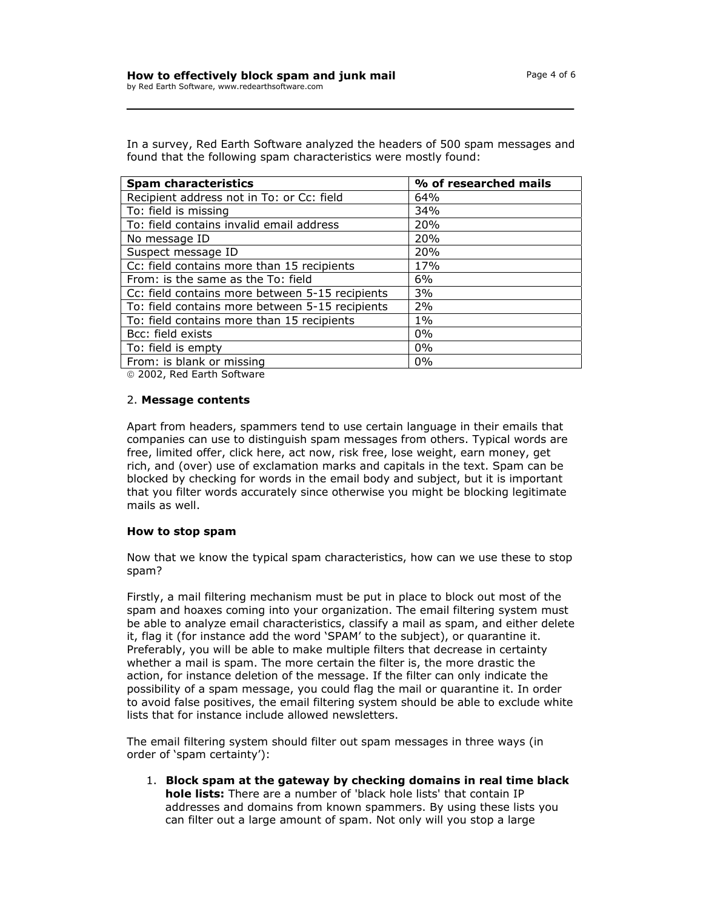In a survey, Red Earth Software analyzed the headers of 500 spam messages and found that the following spam characteristics were mostly found:

| Spam characteristics | % of researched mails |
| --- | --- |
| Recipient address not in To: or Cc: field | 64% |
| To: field is missing | 34% |
| To: field contains invalid email address | 20% |
| No message ID | 20% |
| Suspect message ID | 20% |
| Cc: field contains more than 15 recipients | 17% |
| From: is the same as the To: field | 6% |
| Cc: field contains more between 5-15 recipients | 3% |
| To: field contains more between 5-15 recipients | 2% |
| To: field contains more than 15 recipients | 1% |
| Bcc: field exists | 0% |
| To: field is empty | 0% |
| From: is blank or missing | 0% |

© 2002, Red Earth Software

2. **Message contents**

Apart from headers, spammers tend to use certain language in their emails that companies can use to distinguish spam messages from others. Typical words are free, limited offer, click here, act now, risk free, lose weight, earn money, get rich, and (over) use of exclamation marks and capitals in the text. Spam can be blocked by checking for words in the email body and subject, but it is important that you filter words accurately since otherwise you might be blocking legitimate mails as well.

**How to stop spam**

Now that we know the typical spam characteristics, how can we use these to stop spam?

Firstly, a mail filtering mechanism must be put in place to block out most of the spam and hoaxes coming into your organization. The email filtering system must be able to analyze email characteristics, classify a mail as spam, and either delete it, flag it (for instance add the word 'SPAM' to the subject), or quarantine it. Preferably, you will be able to make multiple filters that decrease in certainty whether a mail is spam. The more certain the filter is, the more drastic the action, for instance deletion of the message. If the filter can only indicate the possibility of a spam message, you could flag the mail or quarantine it. In order to avoid false positives, the email filtering system should be able to exclude white lists that for instance include allowed newsletters.

The email filtering system should filter out spam messages in three ways (in order of 'spam certainty'):

1. **Block spam at the gateway by checking domains in real time black hole lists:** There are a number of 'black hole lists' that contain IP addresses and domains from known spammers. By using these lists you can filter out a large amount of spam. Not only will you stop a large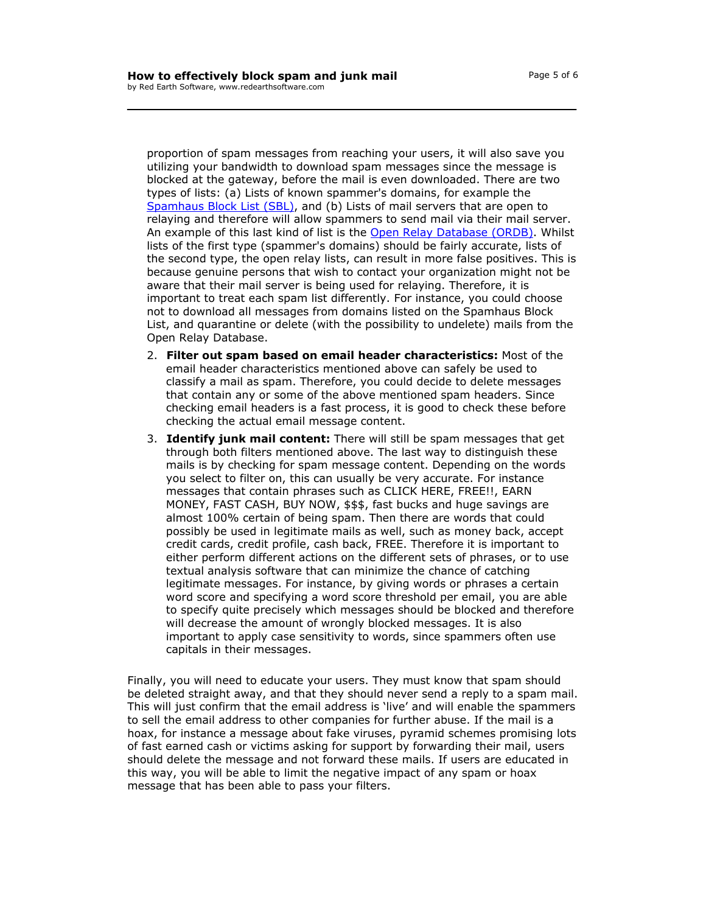proportion of spam messages from reaching your users, it will also save you utilizing your bandwidth to download spam messages since the message is blocked at the gateway, before the mail is even downloaded. There are two types of lists: (a) Lists of known spammer's domains, for example the [Spamhaus Block List (SBL)](), and (b) Lists of mail servers that are open to relaying and therefore will allow spammers to send mail via their mail server. An example of this last kind of list is the [Open Relay Database (ORDB)](). Whilst lists of the first type (spammer's domains) should be fairly accurate, lists of the second type, the open relay lists, can result in more false positives. This is because genuine persons that wish to contact your organization might not be aware that their mail server is being used for relaying. Therefore, it is important to treat each spam list differently. For instance, you could choose not to download all messages from domains listed on the Spamhaus Block List, and quarantine or delete (with the possibility to undelete) mails from the Open Relay Database.

2. **Filter out spam based on email header characteristics:** Most of the email header characteristics mentioned above can safely be used to classify a mail as spam. Therefore, you could decide to delete messages that contain any or some of the above mentioned spam headers. Since checking email headers is a fast process, it is good to check these before checking the actual email message content.
3. **Identify junk mail content:** There will still be spam messages that get through both filters mentioned above. The last way to distinguish these mails is by checking for spam message content. Depending on the words you select to filter on, this can usually be very accurate. For instance messages that contain phrases such as CLICK HERE, FREE!!, EARN MONEY, FAST CASH, BUY NOW, $$$, fast bucks and huge savings are almost 100% certain of being spam. Then there are words that could possibly be used in legitimate mails as well, such as money back, accept credit cards, credit profile, cash back, FREE. Therefore it is important to either perform different actions on the different sets of phrases, or to use textual analysis software that can minimize the chance of catching legitimate messages. For instance, by giving words or phrases a certain word score and specifying a word score threshold per email, you are able to specify quite precisely which messages should be blocked and therefore will decrease the amount of wrongly blocked messages. It is also important to apply case sensitivity to words, since spammers often use capitals in their messages.

Finally, you will need to educate your users. They must know that spam should be deleted straight away, and that they should never send a reply to a spam mail. This will just confirm that the email address is 'live' and will enable the spammers to sell the email address to other companies for further abuse. If the mail is a hoax, for instance a message about fake viruses, pyramid schemes promising lots of fast earned cash or victims asking for support by forwarding their mail, users should delete the message and not forward these mails. If users are educated in this way, you will be able to limit the negative impact of any spam or hoax message that has been able to pass your filters.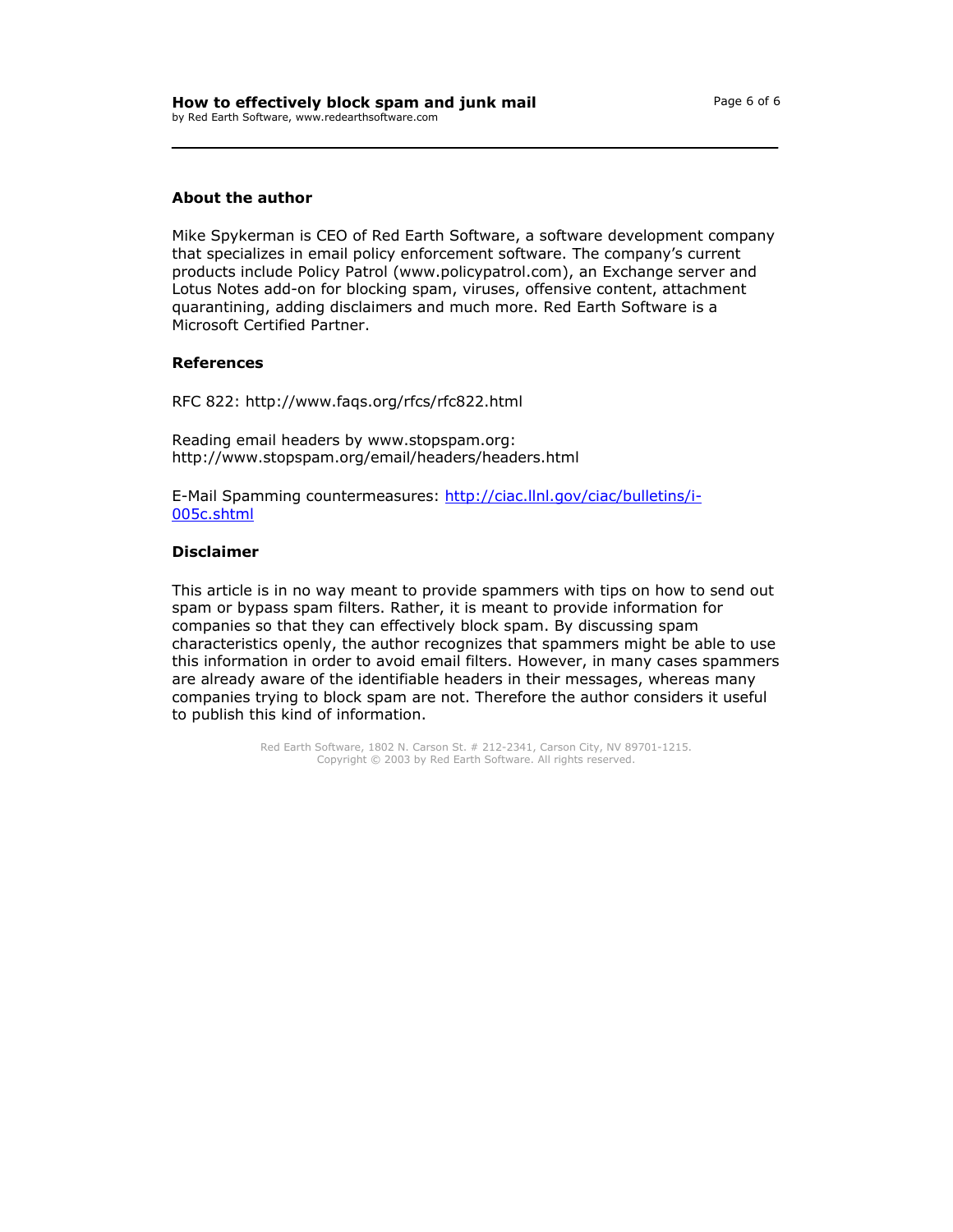## About the author

Mike Spykerman is CEO of Red Earth Software, a software development company that specializes in email policy enforcement software. The company's current products include Policy Patrol (www.policypatrol.com), an Exchange server and Lotus Notes add-on for blocking spam, viruses, offensive content, attachment quarantining, adding disclaimers and much more. Red Earth Software is a Microsoft Certified Partner.

## References

RFC 822: http://www.faqs.org/rfcs/rfc822.html

Reading email headers by www.stopspam.org: http://www.stopspam.org/email/headers/headers.html

E-Mail Spamming countermeasures: http://ciac.llnl.gov/ciac/bulletins/i-005c.shtml

## Disclaimer

This article is in no way meant to provide spammers with tips on how to send out spam or bypass spam filters. Rather, it is meant to provide information for companies so that they can effectively block spam. By discussing spam characteristics openly, the author recognizes that spammers might be able to use this information in order to avoid email filters. However, in many cases spammers are already aware of the identifiable headers in their messages, whereas many companies trying to block spam are not. Therefore the author considers it useful to publish this kind of information.

Red Earth Software, 1802 N. Carson St. # 212-2341, Carson City, NV 89701-1215.
Copyright © 2003 by Red Earth Software. All rights reserved.